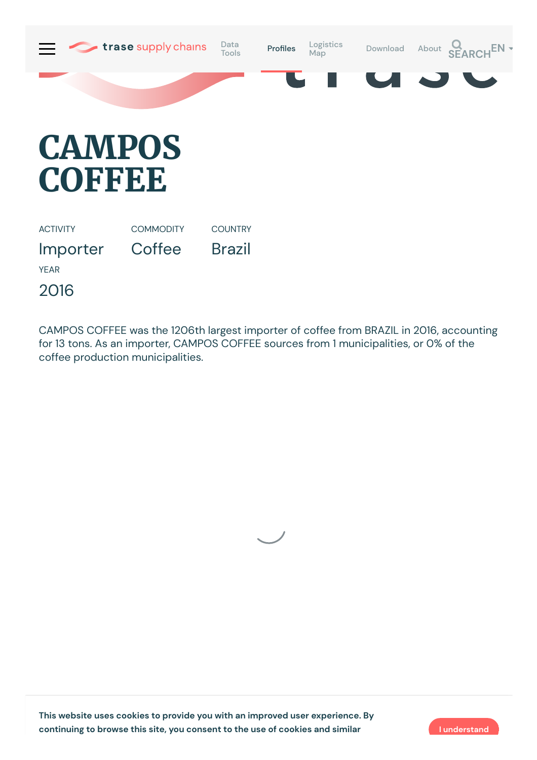# CAMPOS COFFEE

ACTIVITY

Importer

COMMODITY

Coffee

COUNTRY

Brazil

YEAR

2016

CAMPOS COFFEE was the 1206th largest importer of coffee from BRAZIL in 2016, accounting for 13 tons. As an importer, CAMPOS COFFEE sources from 1 municipalities, or 0% of the coffee production municipalities.

This website uses cookies to provide you with an improved user experience. By continuing to browse this site, you consent to the use of cookies and similar

I understand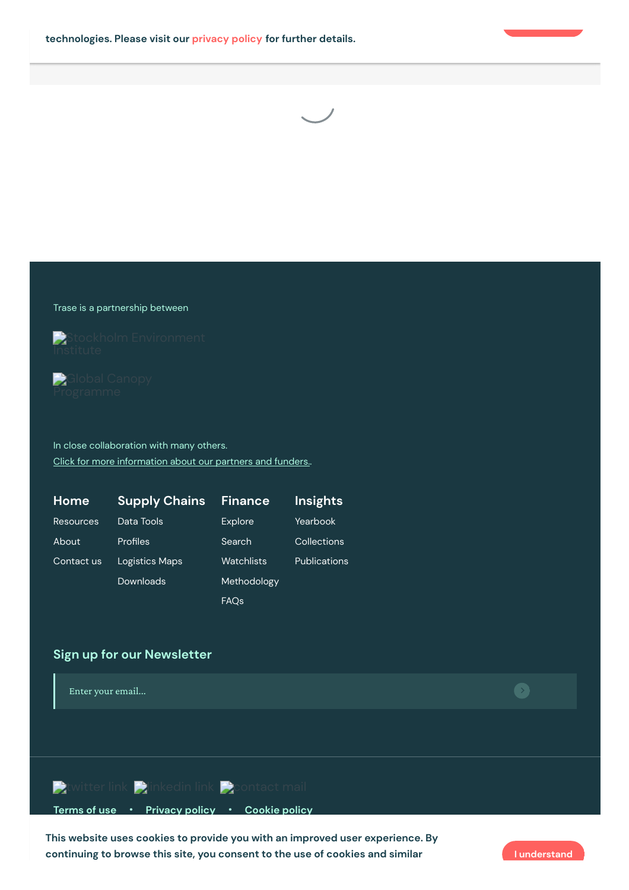technologies. Please visit our privacy policy for further details.

Trase is a partnership between

Stockholm Environment Institute

Global Canopy Programme

In close collaboration with many others.
Click for more information about our partners and funders..

**Home**

- Resources
- About
- Contact us

**Supply Chains**

- Data Tools
- Profiles
- Logistics Maps
- Downloads

**Finance**

- Explore
- Search
- Watchlists
- Methodology
- FAQs

**Insights**

- Yearbook
- Collections
- Publications

## Sign up for our Newsletter

Enter your email...

twitter link linkedin link contact mail

Terms of use • Privacy policy • Cookie policy

This website uses cookies to provide you with an improved user experience. By continuing to browse this site, you consent to the use of cookies and similar

I understand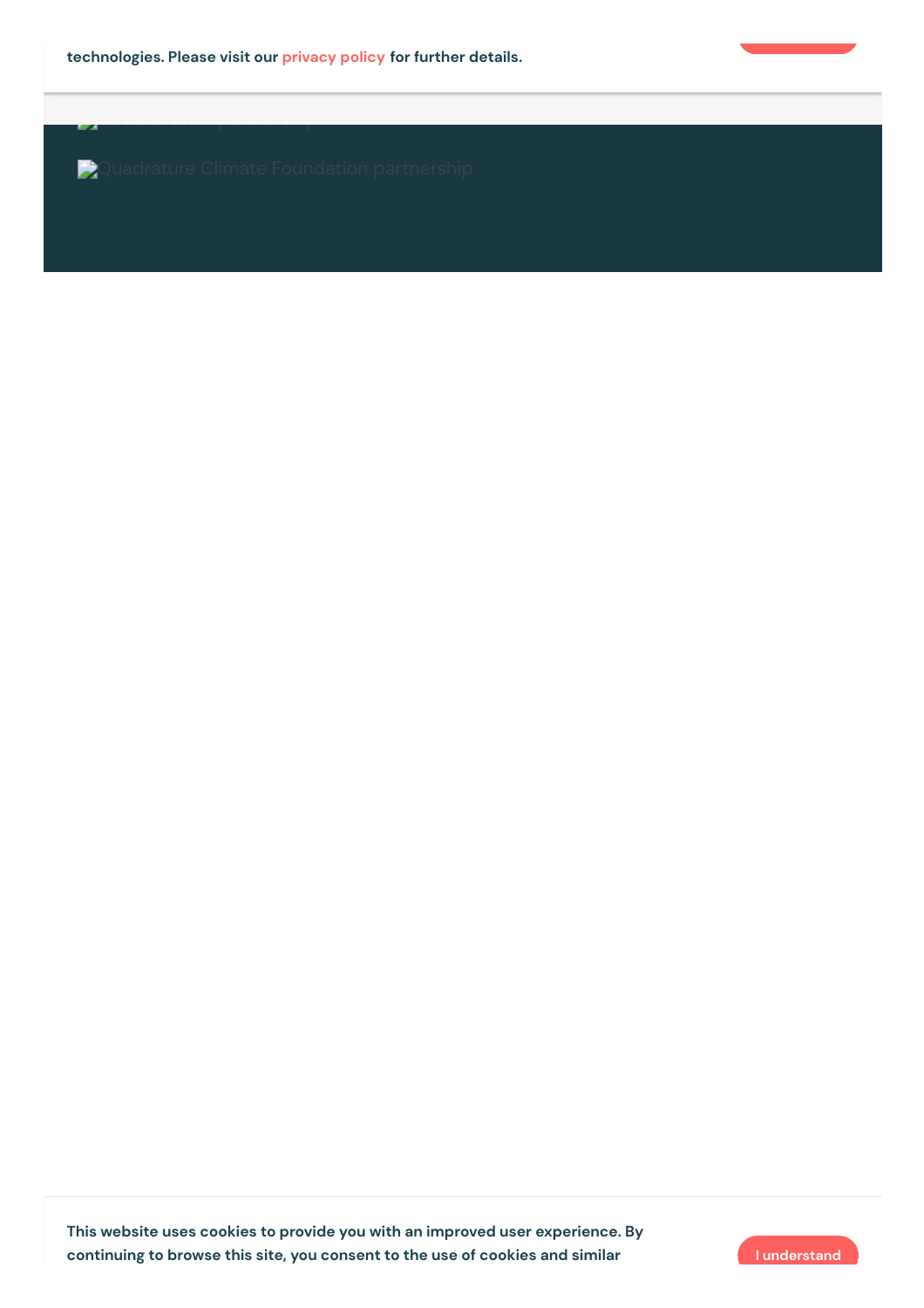technologies. Please visit our privacy policy for further details.

Quadrature Climate Foundation partnership

This website uses cookies to provide you with an improved user experience. By continuing to browse this site, you consent to the use of cookies and similar

I understand